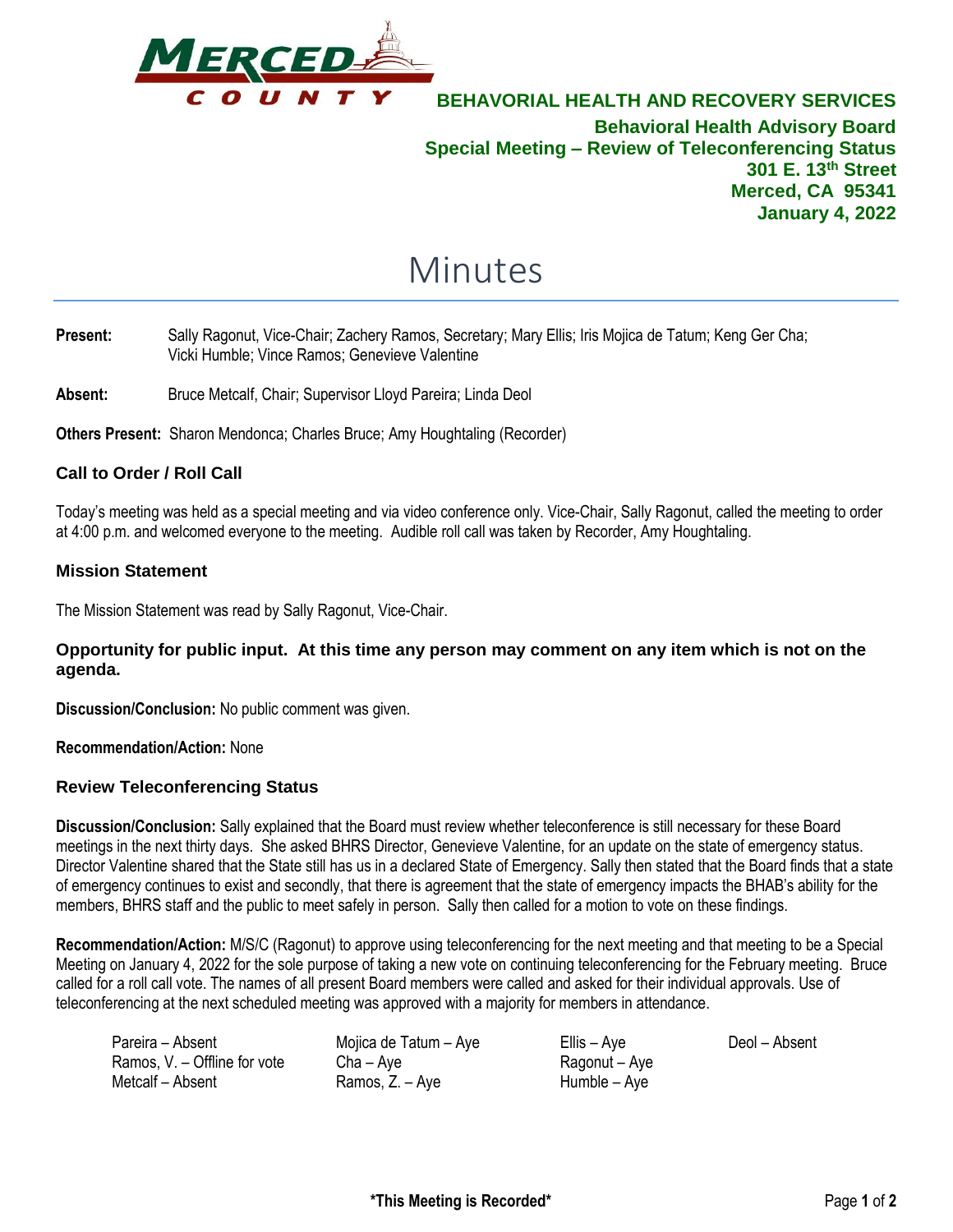**MERCED COUNTY**

**BEHAVORIAL HEALTH AND RECOVERY SERVICES**

**Behavioral Health Advisory Board**
**Special Meeting – Review of Teleconferencing Status**
**301 E. 13th Street**
**Merced, CA 95341**
**January 4, 2022**

# Minutes

**Present:** Sally Ragonut, Vice-Chair; Zachery Ramos, Secretary; Mary Ellis; Iris Mojica de Tatum; Keng Ger Cha; Vicki Humble; Vince Ramos; Genevieve Valentine

**Absent:** Bruce Metcalf, Chair; Supervisor Lloyd Pareira; Linda Deol

**Others Present:** Sharon Mendonca; Charles Bruce; Amy Houghtaling (Recorder)

### Call to Order / Roll Call

Today's meeting was held as a special meeting and via video conference only. Vice-Chair, Sally Ragonut, called the meeting to order at 4:00 p.m. and welcomed everyone to the meeting. Audible roll call was taken by Recorder, Amy Houghtaling.

### Mission Statement

The Mission Statement was read by Sally Ragonut, Vice-Chair.

### Opportunity for public input. At this time any person may comment on any item which is not on the agenda.

**Discussion/Conclusion:** No public comment was given.

**Recommendation/Action:** None

### Review Teleconferencing Status

**Discussion/Conclusion:** Sally explained that the Board must review whether teleconference is still necessary for these Board meetings in the next thirty days. She asked BHRS Director, Genevieve Valentine, for an update on the state of emergency status. Director Valentine shared that the State still has us in a declared State of Emergency. Sally then stated that the Board finds that a state of emergency continues to exist and secondly, that there is agreement that the state of emergency impacts the BHAB's ability for the members, BHRS staff and the public to meet safely in person. Sally then called for a motion to vote on these findings.

**Recommendation/Action:** M/S/C (Ragonut) to approve using teleconferencing for the next meeting and that meeting to be a Special Meeting on January 4, 2022 for the sole purpose of taking a new vote on continuing teleconferencing for the February meeting. Bruce called for a roll call vote. The names of all present Board members were called and asked for their individual approvals. Use of teleconferencing at the next scheduled meeting was approved with a majority for members in attendance.

| | | | |
|---|---|---|---|
| Pareira – Absent | Mojica de Tatum – Aye | Ellis – Aye | Deol – Absent |
| Ramos, V. – Offline for vote | Cha – Aye | Ragonut – Aye | |
| Metcalf – Absent | Ramos, Z. – Aye | Humble – Aye | |

**\*This Meeting is Recorded\***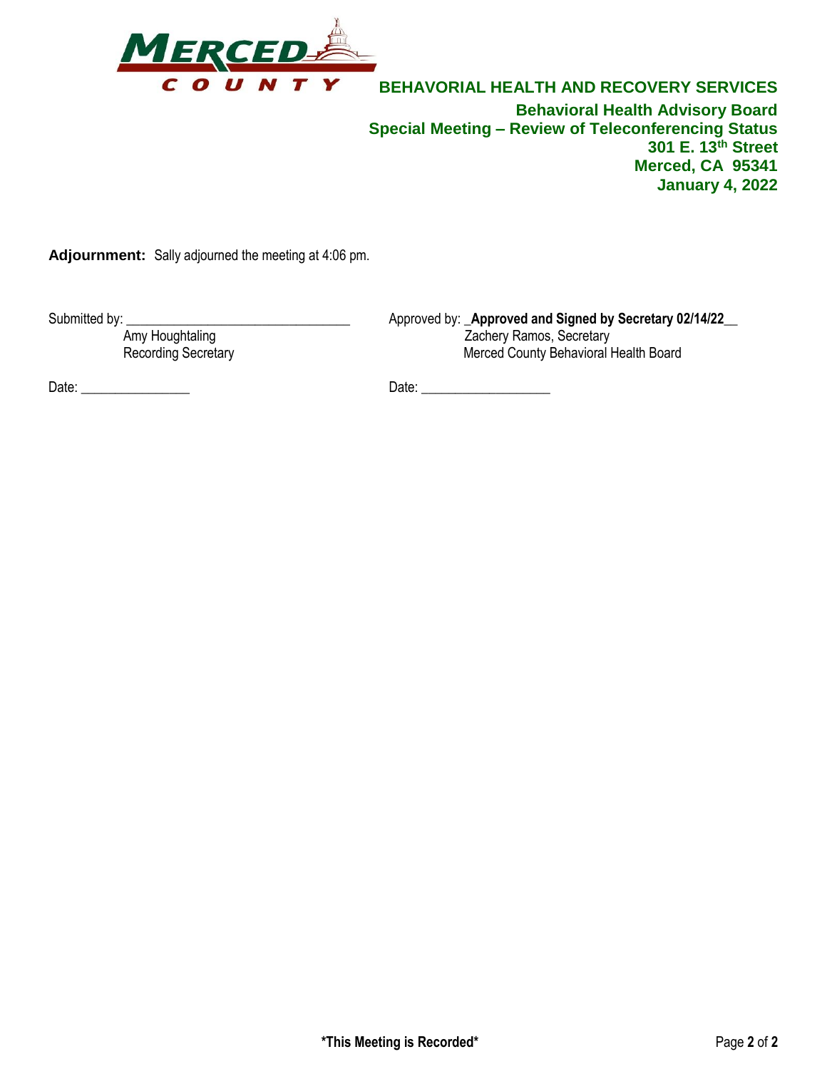**BEHAVORIAL HEALTH AND RECOVERY SERVICES**

**Behavioral Health Advisory Board**
**Special Meeting – Review of Teleconferencing Status**
**301 E. 13th Street**
**Merced, CA 95341**
**January 4, 2022**

**Adjournment:** Sally adjourned the meeting at 4:06 pm.

Submitted by: ________________________________
Amy Houghtaling
Recording Secretary

Date: ________________

Approved by: _**Approved and Signed by Secretary 02/14/22**__
Zachery Ramos, Secretary
Merced County Behavioral Health Board

Date: ___________________

**\*This Meeting is Recorded\***